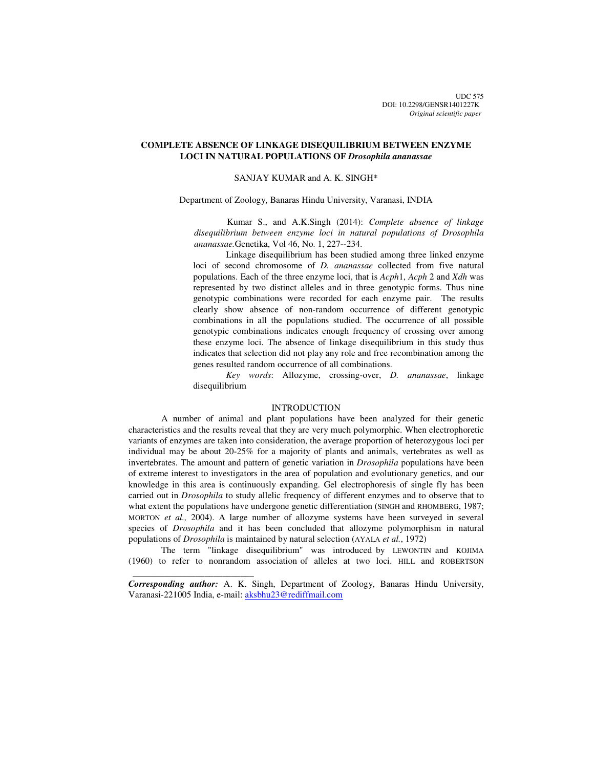UDC 575
DOI: 10.2298/GENSR1401227K
*Original scientific paper*

# COMPLETE ABSENCE OF LINKAGE DISEQUILIBRIUM BETWEEN ENZYME LOCI IN NATURAL POPULATIONS OF *Drosophila ananassae*

SANJAY KUMAR and A. K. SINGH*

Department of Zoology, Banaras Hindu University, Varanasi, INDIA

Kumar S., and A.K.Singh (2014): *Complete absence of linkage disequilibrium between enzyme loci in natural populations of Drosophila ananassae.* Genetika, Vol 46, No. 1, 227--234.

Linkage disequilibrium has been studied among three linked enzyme loci of second chromosome of *D. ananassae* collected from five natural populations. Each of the three enzyme loci, that is *Acph*1, *Acph* 2 and *Xdh* was represented by two distinct alleles and in three genotypic forms. Thus nine genotypic combinations were recorded for each enzyme pair. The results clearly show absence of non-random occurrence of different genotypic combinations in all the populations studied. The occurrence of all possible genotypic combinations indicates enough frequency of crossing over among these enzyme loci. The absence of linkage disequilibrium in this study thus indicates that selection did not play any role and free recombination among the genes resulted random occurrence of all combinations.

*Key words*: Allozyme, crossing-over, *D. ananassae*, linkage disequilibrium

## INTRODUCTION

A number of animal and plant populations have been analyzed for their genetic characteristics and the results reveal that they are very much polymorphic. When electrophoretic variants of enzymes are taken into consideration, the average proportion of heterozygous loci per individual may be about 20-25% for a majority of plants and animals, vertebrates as well as invertebrates. The amount and pattern of genetic variation in *Drosophila* populations have been of extreme interest to investigators in the area of population and evolutionary genetics, and our knowledge in this area is continuously expanding. Gel electrophoresis of single fly has been carried out in *Drosophila* to study allelic frequency of different enzymes and to observe that to what extent the populations have undergone genetic differentiation (SINGH and RHOMBERG, 1987; MORTON *et al.,* 2004). A large number of allozyme systems have been surveyed in several species of *Drosophila* and it has been concluded that allozyme polymorphism in natural populations of *Drosophila* is maintained by natural selection (AYALA *et al.*, 1972)

The term "linkage disequilibrium" was introduced by LEWONTIN and KOJIMA (1960) to refer to nonrandom association of alleles at two loci. HILL and ROBERTSON

---

***Corresponding author:*** A. K. Singh, Department of Zoology, Banaras Hindu University, Varanasi-221005 India, e-mail: aksbhu23@rediffmail.com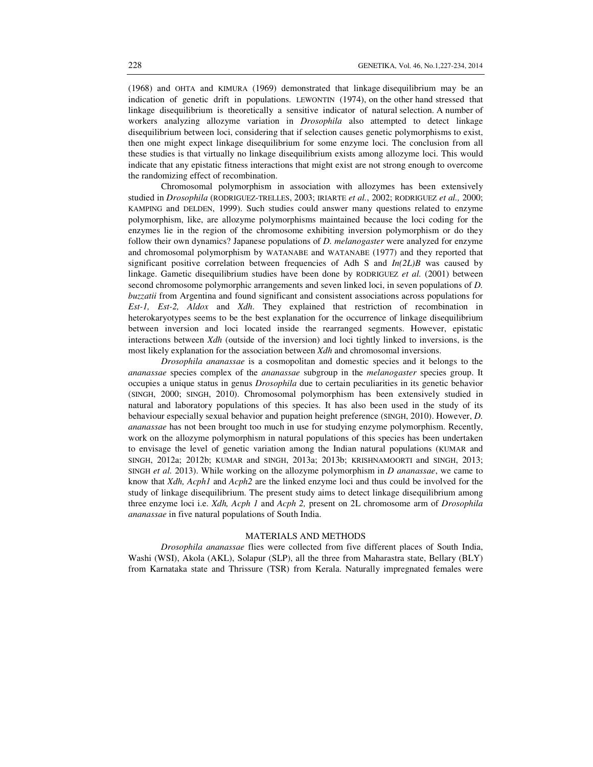(1968) and OHTA and KIMURA (1969) demonstrated that linkage disequilibrium may be an indication of genetic drift in populations. LEWONTIN (1974), on the other hand stressed that linkage disequilibrium is theoretically a sensitive indicator of natural selection. A number of workers analyzing allozyme variation in *Drosophila* also attempted to detect linkage disequilibrium between loci, considering that if selection causes genetic polymorphisms to exist, then one might expect linkage disequilibrium for some enzyme loci. The conclusion from all these studies is that virtually no linkage disequilibrium exists among allozyme loci. This would indicate that any epistatic fitness interactions that might exist are not strong enough to overcome the randomizing effect of recombination.

Chromosomal polymorphism in association with allozymes has been extensively studied in *Drosophila* (RODRIGUEZ-TRELLES, 2003; IRIARTE *et al.*, 2002; RODRIGUEZ *et al.,* 2000; KAMPING and DELDEN, 1999). Such studies could answer many questions related to enzyme polymorphism, like, are allozyme polymorphisms maintained because the loci coding for the enzymes lie in the region of the chromosome exhibiting inversion polymorphism or do they follow their own dynamics? Japanese populations of *D. melanogaster* were analyzed for enzyme and chromosomal polymorphism by WATANABE and WATANABE (1977) and they reported that significant positive correlation between frequencies of Adh S and *In(2L)B* was caused by linkage. Gametic disequilibrium studies have been done by RODRIGUEZ *et al.* (2001) between second chromosome polymorphic arrangements and seven linked loci, in seven populations of *D. buzzatii* from Argentina and found significant and consistent associations across populations for *Est-1, Est-2, Aldox* and *Xdh*. They explained that restriction of recombination in heterokaryotypes seems to be the best explanation for the occurrence of linkage disequilibrium between inversion and loci located inside the rearranged segments. However, epistatic interactions between *Xdh* (outside of the inversion) and loci tightly linked to inversions, is the most likely explanation for the association between *Xdh* and chromosomal inversions.

*Drosophila ananassae* is a cosmopolitan and domestic species and it belongs to the *ananassae* species complex of the *ananassae* subgroup in the *melanogaster* species group. It occupies a unique status in genus *Drosophila* due to certain peculiarities in its genetic behavior (SINGH, 2000; SINGH, 2010). Chromosomal polymorphism has been extensively studied in natural and laboratory populations of this species. It has also been used in the study of its behaviour especially sexual behavior and pupation height preference (SINGH, 2010). However, *D. ananassae* has not been brought too much in use for studying enzyme polymorphism. Recently, work on the allozyme polymorphism in natural populations of this species has been undertaken to envisage the level of genetic variation among the Indian natural populations (KUMAR and SINGH, 2012a; 2012b; KUMAR and SINGH, 2013a; 2013b; KRISHNAMOORTI and SINGH, 2013; SINGH *et al.* 2013). While working on the allozyme polymorphism in *D ananassae*, we came to know that *Xdh, Acph1* and *Acph2* are the linked enzyme loci and thus could be involved for the study of linkage disequilibrium. The present study aims to detect linkage disequilibrium among three enzyme loci i.e. *Xdh, Acph 1* and *Acph 2,* present on 2L chromosome arm of *Drosophila ananassae* in five natural populations of South India.

## MATERIALS AND METHODS

*Drosophila ananassae* flies were collected from five different places of South India, Washi (WSI), Akola (AKL), Solapur (SLP), all the three from Maharastra state, Bellary (BLY) from Karnataka state and Thrissure (TSR) from Kerala. Naturally impregnated females were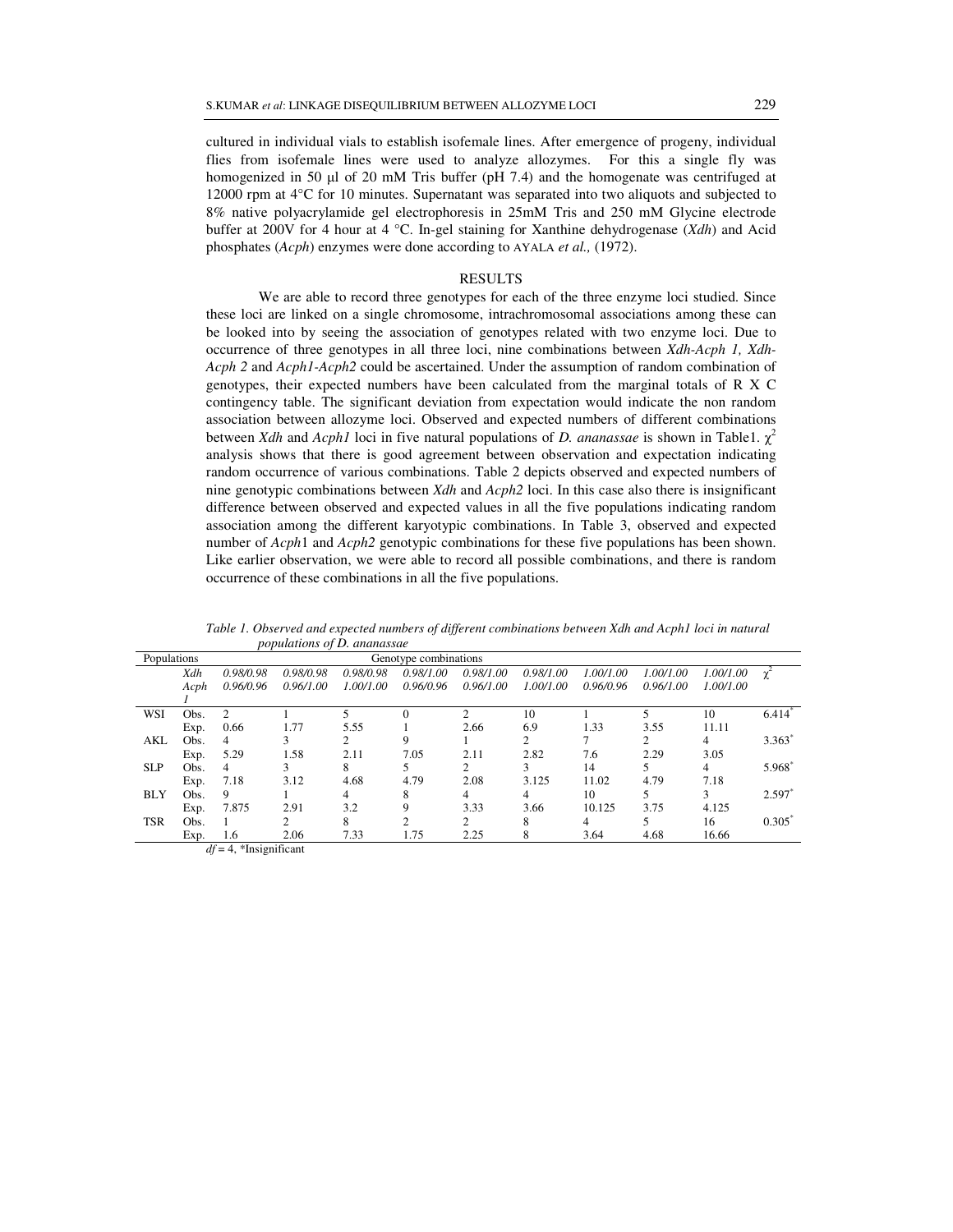cultured in individual vials to establish isofemale lines. After emergence of progeny, individual flies from isofemale lines were used to analyze allozymes. For this a single fly was homogenized in 50 µl of 20 mM Tris buffer (pH 7.4) and the homogenate was centrifuged at 12000 rpm at 4°C for 10 minutes. Supernatant was separated into two aliquots and subjected to 8% native polyacrylamide gel electrophoresis in 25mM Tris and 250 mM Glycine electrode buffer at 200V for 4 hour at 4 °C. In-gel staining for Xanthine dehydrogenase (*Xdh*) and Acid phosphates (*Acph*) enzymes were done according to AYALA *et al.,* (1972).

## RESULTS

We are able to record three genotypes for each of the three enzyme loci studied. Since these loci are linked on a single chromosome, intrachromosomal associations among these can be looked into by seeing the association of genotypes related with two enzyme loci. Due to occurrence of three genotypes in all three loci, nine combinations between *Xdh-Acph 1, Xdh-Acph 2* and *Acph1-Acph2* could be ascertained. Under the assumption of random combination of genotypes, their expected numbers have been calculated from the marginal totals of R X C contingency table. The significant deviation from expectation would indicate the non random association between allozyme loci. Observed and expected numbers of different combinations between *Xdh* and *Acph1* loci in five natural populations of *D. ananassae* is shown in Table1. $\chi^2$ analysis shows that there is good agreement between observation and expectation indicating random occurrence of various combinations. Table 2 depicts observed and expected numbers of nine genotypic combinations between *Xdh* and *Acph2* loci. In this case also there is insignificant difference between observed and expected values in all the five populations indicating random association among the different karyotypic combinations. In Table 3, observed and expected number of *Acph*1 and *Acph2* genotypic combinations for these five populations has been shown. Like earlier observation, we were able to record all possible combinations, and there is random occurrence of these combinations in all the five populations.

*Table 1. Observed and expected numbers of different combinations between Xdh and Acph1 loci in natural populations of D. ananassae*

| Populations | | Genotype combinations | | | | | | | | | |
|---|---|---|---|---|---|---|---|---|---|---|---|
| | *Xdh* | *0.98/0.98* | *0.98/0.98* | *0.98/0.98* | *0.98/1.00* | *0.98/1.00* | *0.98/1.00* | *1.00/1.00* | *1.00/1.00* | *1.00/1.00* | $\chi^2$ |
| | *Acph 1* | *0.96/0.96* | *0.96/1.00* | *1.00/1.00* | *0.96/0.96* | *0.96/1.00* | *1.00/1.00* | *0.96/0.96* | *0.96/1.00* | *1.00/1.00* | |
| WSI | Obs. | 2 | 1 | 5 | 0 | 2 | 10 | 1 | 5 | 10 | 6.414* |
| | Exp. | 0.66 | 1.77 | 5.55 | 1 | 2.66 | 6.9 | 1.33 | 3.55 | 11.11 | |
| AKL | Obs. | 4 | 3 | 2 | 9 | 1 | 2 | 7 | 2 | 4 | 3.363* |
| | Exp. | 5.29 | 1.58 | 2.11 | 7.05 | 2.11 | 2.82 | 7.6 | 2.29 | 3.05 | |
| SLP | Obs. | 4 | 3 | 8 | 5 | 2 | 3 | 14 | 5 | 4 | 5.968* |
| | Exp. | 7.18 | 3.12 | 4.68 | 4.79 | 2.08 | 3.125 | 11.02 | 4.79 | 7.18 | |
| BLY | Obs. | 9 | 1 | 4 | 8 | 4 | 4 | 10 | 5 | 3 | 2.597* |
| | Exp. | 7.875 | 2.91 | 3.2 | 9 | 3.33 | 3.66 | 10.125 | 3.75 | 4.125 | |
| TSR | Obs. | 1 | 2 | 8 | 2 | 2 | 8 | 4 | 5 | 16 | 0.305* |
| | Exp. | 1.6 | 2.06 | 7.33 | 1.75 | 2.25 | 8 | 3.64 | 4.68 | 16.66 | |

*df* = 4, *Insignificant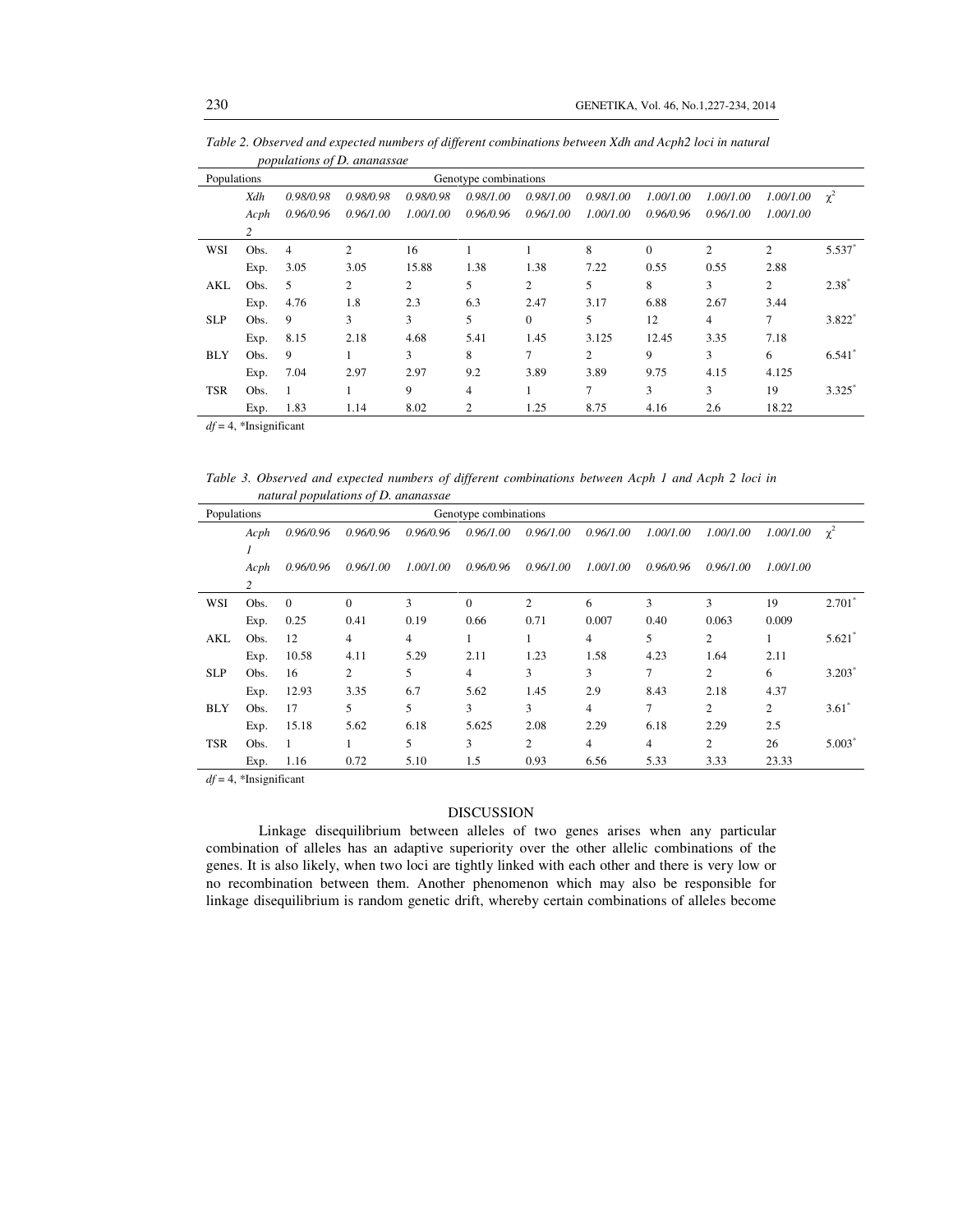*Table 2. Observed and expected numbers of different combinations between Xdh and Acph2 loci in natural populations of D. ananassae*

| Populations | | Genotype combinations | | | | | | | | | |
|---|---|---|---|---|---|---|---|---|---|---|---|
| | *Xdh* | *0.98/0.98* | *0.98/0.98* | *0.98/0.98* | *0.98/1.00* | *0.98/1.00* | *0.98/1.00* | *1.00/1.00* | *1.00/1.00* | *1.00/1.00* | $\chi^2$ |
| | *Acph 2* | *0.96/0.96* | *0.96/1.00* | *1.00/1.00* | *0.96/0.96* | *0.96/1.00* | *1.00/1.00* | *0.96/0.96* | *0.96/1.00* | *1.00/1.00* | |
| WSI | Obs. | 4 | 2 | 16 | 1 | 1 | 8 | 0 | 2 | 2 | 5.537* |
| | Exp. | 3.05 | 3.05 | 15.88 | 1.38 | 1.38 | 7.22 | 0.55 | 0.55 | 2.88 | |
| AKL | Obs. | 5 | 2 | 2 | 5 | 2 | 5 | 8 | 3 | 2 | 2.38* |
| | Exp. | 4.76 | 1.8 | 2.3 | 6.3 | 2.47 | 3.17 | 6.88 | 2.67 | 3.44 | |
| SLP | Obs. | 9 | 3 | 3 | 5 | 0 | 5 | 12 | 4 | 7 | 3.822* |
| | Exp. | 8.15 | 2.18 | 4.68 | 5.41 | 1.45 | 3.125 | 12.45 | 3.35 | 7.18 | |
| BLY | Obs. | 9 | 1 | 3 | 8 | 7 | 2 | 9 | 3 | 6 | 6.541* |
| | Exp. | 7.04 | 2.97 | 2.97 | 9.2 | 3.89 | 3.89 | 9.75 | 4.15 | 4.125 | |
| TSR | Obs. | 1 | 1 | 9 | 4 | 1 | 7 | 3 | 3 | 19 | 3.325* |
| | Exp. | 1.83 | 1.14 | 8.02 | 2 | 1.25 | 8.75 | 4.16 | 2.6 | 18.22 | |

*df* = 4, *Insignificant

*Table 3. Observed and expected numbers of different combinations between Acph 1 and Acph 2 loci in natural populations of D. ananassae*

| Populations | | Genotype combinations | | | | | | | | | |
|---|---|---|---|---|---|---|---|---|---|---|---|
| | *Acph 1* | *0.96/0.96* | *0.96/0.96* | *0.96/0.96* | *0.96/1.00* | *0.96/1.00* | *0.96/1.00* | *1.00/1.00* | *1.00/1.00* | *1.00/1.00* | $\chi^2$ |
| | *Acph 2* | *0.96/0.96* | *0.96/1.00* | *1.00/1.00* | *0.96/0.96* | *0.96/1.00* | *1.00/1.00* | *0.96/0.96* | *0.96/1.00* | *1.00/1.00* | |
| WSI | Obs. | 0 | 0 | 3 | 0 | 2 | 6 | 3 | 3 | 19 | 2.701* |
| | Exp. | 0.25 | 0.41 | 0.19 | 0.66 | 0.71 | 0.007 | 0.40 | 0.063 | 0.009 | |
| AKL | Obs. | 12 | 4 | 4 | 1 | 1 | 4 | 5 | 2 | 1 | 5.621* |
| | Exp. | 10.58 | 4.11 | 5.29 | 2.11 | 1.23 | 1.58 | 4.23 | 1.64 | 2.11 | |
| SLP | Obs. | 16 | 2 | 5 | 4 | 3 | 3 | 7 | 2 | 6 | 3.203* |
| | Exp. | 12.93 | 3.35 | 6.7 | 5.62 | 1.45 | 2.9 | 8.43 | 2.18 | 4.37 | |
| BLY | Obs. | 17 | 5 | 5 | 3 | 3 | 4 | 7 | 2 | 2 | 3.61* |
| | Exp. | 15.18 | 5.62 | 6.18 | 5.625 | 2.08 | 2.29 | 6.18 | 2.29 | 2.5 | |
| TSR | Obs. | 1 | 1 | 5 | 3 | 2 | 4 | 4 | 2 | 26 | 5.003* |
| | Exp. | 1.16 | 0.72 | 5.10 | 1.5 | 0.93 | 6.56 | 5.33 | 3.33 | 23.33 | |

*df* = 4, *Insignificant

## DISCUSSION

Linkage disequilibrium between alleles of two genes arises when any particular combination of alleles has an adaptive superiority over the other allelic combinations of the genes. It is also likely, when two loci are tightly linked with each other and there is very low or no recombination between them. Another phenomenon which may also be responsible for linkage disequilibrium is random genetic drift, whereby certain combinations of alleles become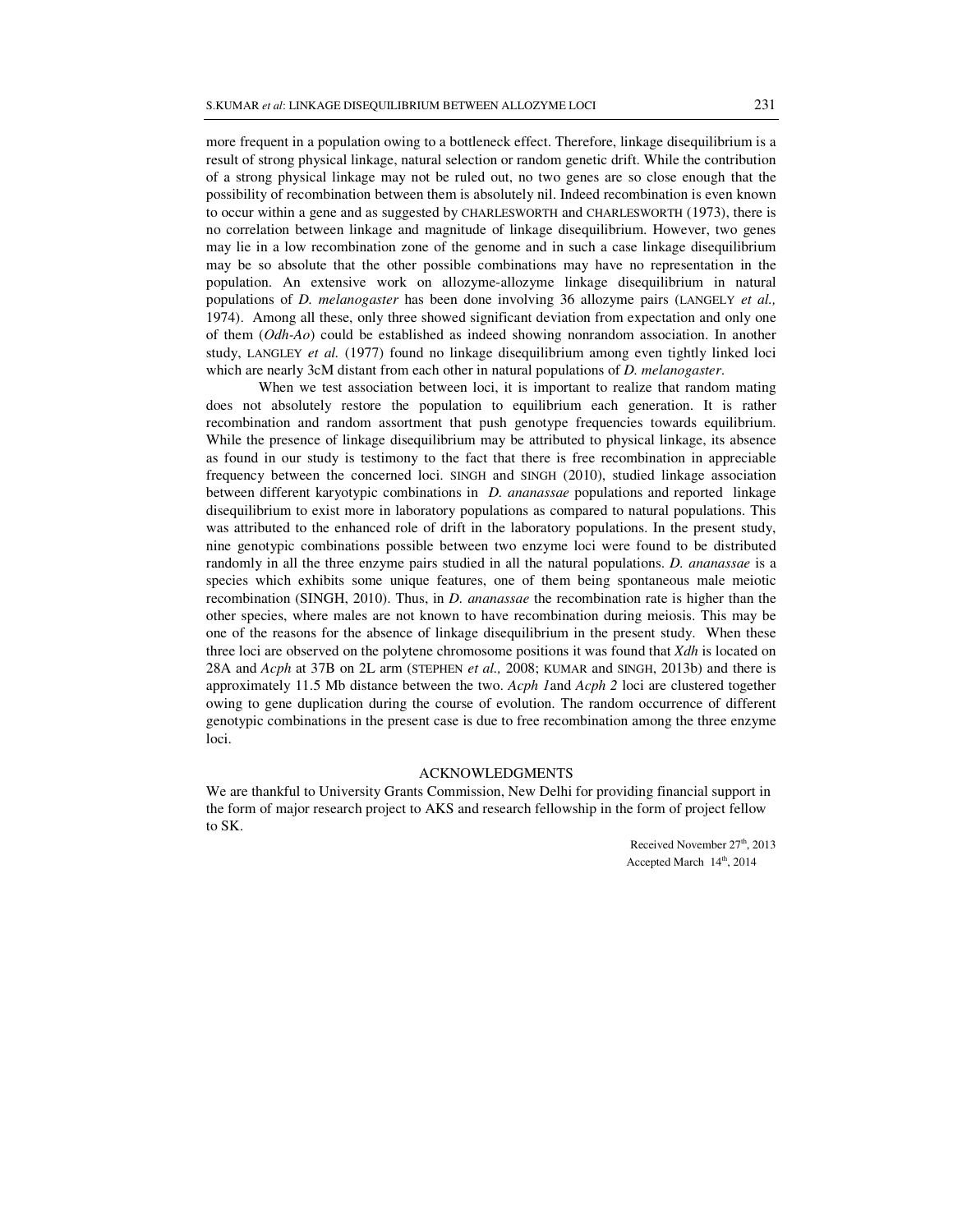more frequent in a population owing to a bottleneck effect. Therefore, linkage disequilibrium is a result of strong physical linkage, natural selection or random genetic drift. While the contribution of a strong physical linkage may not be ruled out, no two genes are so close enough that the possibility of recombination between them is absolutely nil. Indeed recombination is even known to occur within a gene and as suggested by CHARLESWORTH and CHARLESWORTH (1973), there is no correlation between linkage and magnitude of linkage disequilibrium. However, two genes may lie in a low recombination zone of the genome and in such a case linkage disequilibrium may be so absolute that the other possible combinations may have no representation in the population. An extensive work on allozyme-allozyme linkage disequilibrium in natural populations of *D. melanogaster* has been done involving 36 allozyme pairs (LANGELY *et al.,* 1974). Among all these, only three showed significant deviation from expectation and only one of them (*Odh-Ao*) could be established as indeed showing nonrandom association. In another study, LANGLEY *et al.* (1977) found no linkage disequilibrium among even tightly linked loci which are nearly 3cM distant from each other in natural populations of *D. melanogaster*.

When we test association between loci, it is important to realize that random mating does not absolutely restore the population to equilibrium each generation. It is rather recombination and random assortment that push genotype frequencies towards equilibrium. While the presence of linkage disequilibrium may be attributed to physical linkage, its absence as found in our study is testimony to the fact that there is free recombination in appreciable frequency between the concerned loci. SINGH and SINGH (2010), studied linkage association between different karyotypic combinations in *D. ananassae* populations and reported linkage disequilibrium to exist more in laboratory populations as compared to natural populations. This was attributed to the enhanced role of drift in the laboratory populations. In the present study, nine genotypic combinations possible between two enzyme loci were found to be distributed randomly in all the three enzyme pairs studied in all the natural populations. *D. ananassae* is a species which exhibits some unique features, one of them being spontaneous male meiotic recombination (SINGH, 2010). Thus, in *D. ananassae* the recombination rate is higher than the other species, where males are not known to have recombination during meiosis. This may be one of the reasons for the absence of linkage disequilibrium in the present study. When these three loci are observed on the polytene chromosome positions it was found that *Xdh* is located on 28A and *Acph* at 37B on 2L arm (STEPHEN *et al.,* 2008; KUMAR and SINGH, 2013b) and there is approximately 11.5 Mb distance between the two. *Acph 1* and *Acph 2* loci are clustered together owing to gene duplication during the course of evolution. The random occurrence of different genotypic combinations in the present case is due to free recombination among the three enzyme loci.

## ACKNOWLEDGMENTS

We are thankful to University Grants Commission, New Delhi for providing financial support in the form of major research project to AKS and research fellowship in the form of project fellow to SK.

Received November 27th, 2013
Accepted March 14th, 2014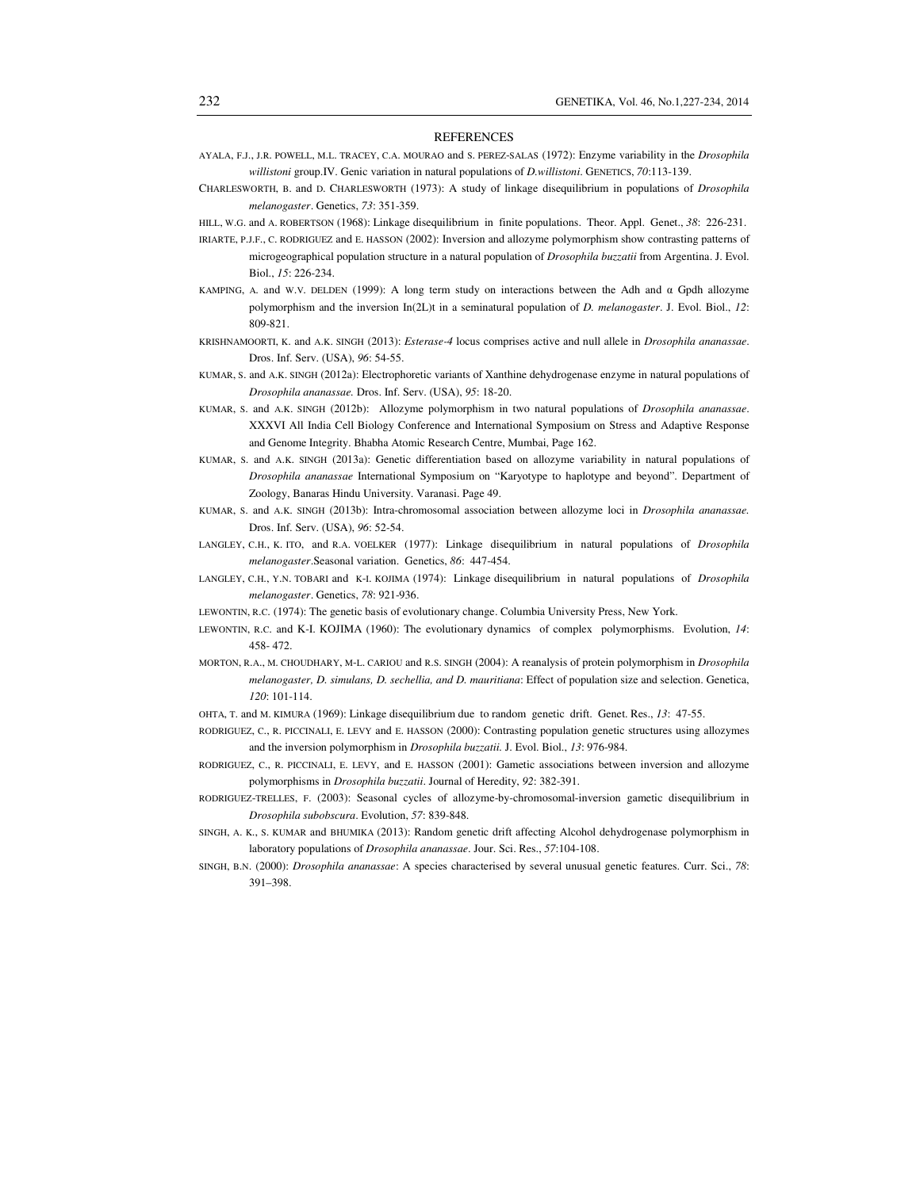## REFERENCES

AYALA, F.J., J.R. POWELL, M.L. TRACEY, C.A. MOURAO and S. PEREZ-SALAS (1972): Enzyme variability in the *Drosophila willistoni* group.IV. Genic variation in natural populations of *D.willistoni*. GENETICS, *70*:113-139.

CHARLESWORTH, B. and D. CHARLESWORTH (1973): A study of linkage disequilibrium in populations of *Drosophila melanogaster*. Genetics, *73*: 351-359.

HILL, W.G. and A. ROBERTSON (1968): Linkage disequilibrium in finite populations. Theor. Appl. Genet., *38*: 226-231.

IRIARTE, P.J.F., C. RODRIGUEZ and E. HASSON (2002): Inversion and allozyme polymorphism show contrasting patterns of microgeographical population structure in a natural population of *Drosophila buzzatii* from Argentina. J. Evol. Biol., *15*: 226-234.

KAMPING, A. and W.V. DELDEN (1999): A long term study on interactions between the Adh and α Gpdh allozyme polymorphism and the inversion In(2L)t in a seminatural population of *D. melanogaster*. J. Evol. Biol., *12*: 809-821.

KRISHNAMOORTI, K. and A.K. SINGH (2013): *Esterase-4* locus comprises active and null allele in *Drosophila ananassae*. Dros. Inf. Serv. (USA), *96*: 54-55.

KUMAR, S. and A.K. SINGH (2012a): Electrophoretic variants of Xanthine dehydrogenase enzyme in natural populations of *Drosophila ananassae.* Dros. Inf. Serv. (USA), *95*: 18-20.

KUMAR, S. and A.K. SINGH (2012b): Allozyme polymorphism in two natural populations of *Drosophila ananassae*. XXXVI All India Cell Biology Conference and International Symposium on Stress and Adaptive Response and Genome Integrity. Bhabha Atomic Research Centre, Mumbai, Page 162.

KUMAR, S. and A.K. SINGH (2013a): Genetic differentiation based on allozyme variability in natural populations of *Drosophila ananassae* International Symposium on "Karyotype to haplotype and beyond". Department of Zoology, Banaras Hindu University. Varanasi. Page 49.

KUMAR, S. and A.K. SINGH (2013b): Intra-chromosomal association between allozyme loci in *Drosophila ananassae.* Dros. Inf. Serv. (USA), *96*: 52-54.

LANGLEY, C.H., K. ITO, and R.A. VOELKER (1977): Linkage disequilibrium in natural populations of *Drosophila melanogaster*.Seasonal variation. Genetics, *86*: 447-454.

LANGLEY, C.H., Y.N. TOBARI and K-I. KOJIMA (1974): Linkage disequilibrium in natural populations of *Drosophila melanogaster*. Genetics, *78*: 921-936.

LEWONTIN, R.C. (1974): The genetic basis of evolutionary change. Columbia University Press, New York.

LEWONTIN, R.C. and K-I. KOJIMA (1960): The evolutionary dynamics of complex polymorphisms. Evolution, *14*: 458- 472.

MORTON, R.A., M. CHOUDHARY, M-L. CARIOU and R.S. SINGH (2004): A reanalysis of protein polymorphism in *Drosophila melanogaster, D. simulans, D. sechellia, and D. mauritiana*: Effect of population size and selection. Genetica, *120*: 101-114.

OHTA, T. and M. KIMURA (1969): Linkage disequilibrium due to random genetic drift. Genet. Res., *13*: 47-55.

RODRIGUEZ, C., R. PICCINALI, E. LEVY and E. HASSON (2000): Contrasting population genetic structures using allozymes and the inversion polymorphism in *Drosophila buzzatii.* J. Evol. Biol., *13*: 976-984.

RODRIGUEZ, C., R. PICCINALI, E. LEVY, and E. HASSON (2001): Gametic associations between inversion and allozyme polymorphisms in *Drosophila buzzatii*. Journal of Heredity, *92*: 382-391.

RODRIGUEZ-TRELLES, F. (2003): Seasonal cycles of allozyme-by-chromosomal-inversion gametic disequilibrium in *Drosophila subobscura*. Evolution, *57*: 839-848.

SINGH, A. K., S. KUMAR and BHUMIKA (2013): Random genetic drift affecting Alcohol dehydrogenase polymorphism in laboratory populations of *Drosophila ananassae*. Jour. Sci. Res., *57*:104-108.

SINGH, B.N. (2000): *Drosophila ananassae*: A species characterised by several unusual genetic features. Curr. Sci., *78*: 391–398.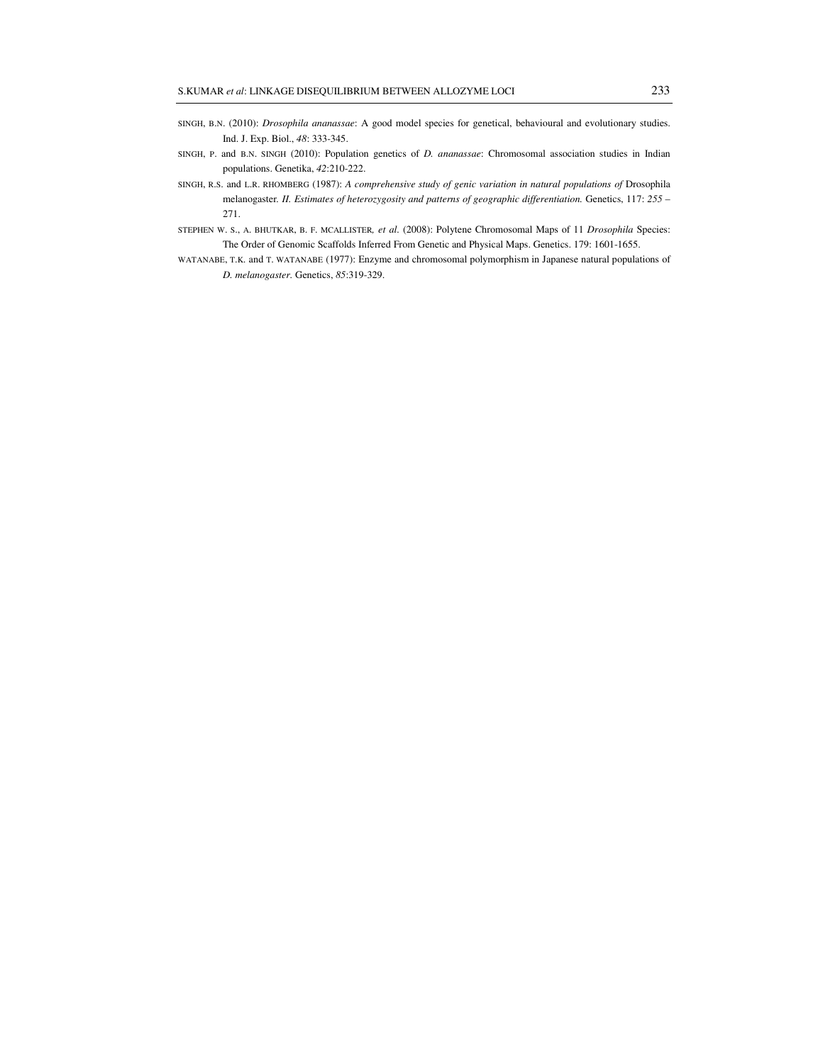SINGH, B.N. (2010): *Drosophila ananassae*: A good model species for genetical, behavioural and evolutionary studies. Ind. J. Exp. Biol., *48*: 333-345.

SINGH, P. and B.N. SINGH (2010): Population genetics of *D. ananassae*: Chromosomal association studies in Indian populations. Genetika, *42*:210-222.

SINGH, R.S. and L.R. RHOMBERG (1987): *A comprehensive study of genic variation in natural populations of* Drosophila melanogaster. *II. Estimates of heterozygosity and patterns of geographic differentiation.* Genetics, 117: *255* – 271.

STEPHEN W. S., A. BHUTKAR, B. F. MCALLISTER*, et al.* (2008): Polytene Chromosomal Maps of 11 *Drosophila* Species: The Order of Genomic Scaffolds Inferred From Genetic and Physical Maps. Genetics. 179: 1601-1655.

WATANABE, T.K. and T. WATANABE (1977): Enzyme and chromosomal polymorphism in Japanese natural populations of *D. melanogaster*. Genetics, *85*:319-329.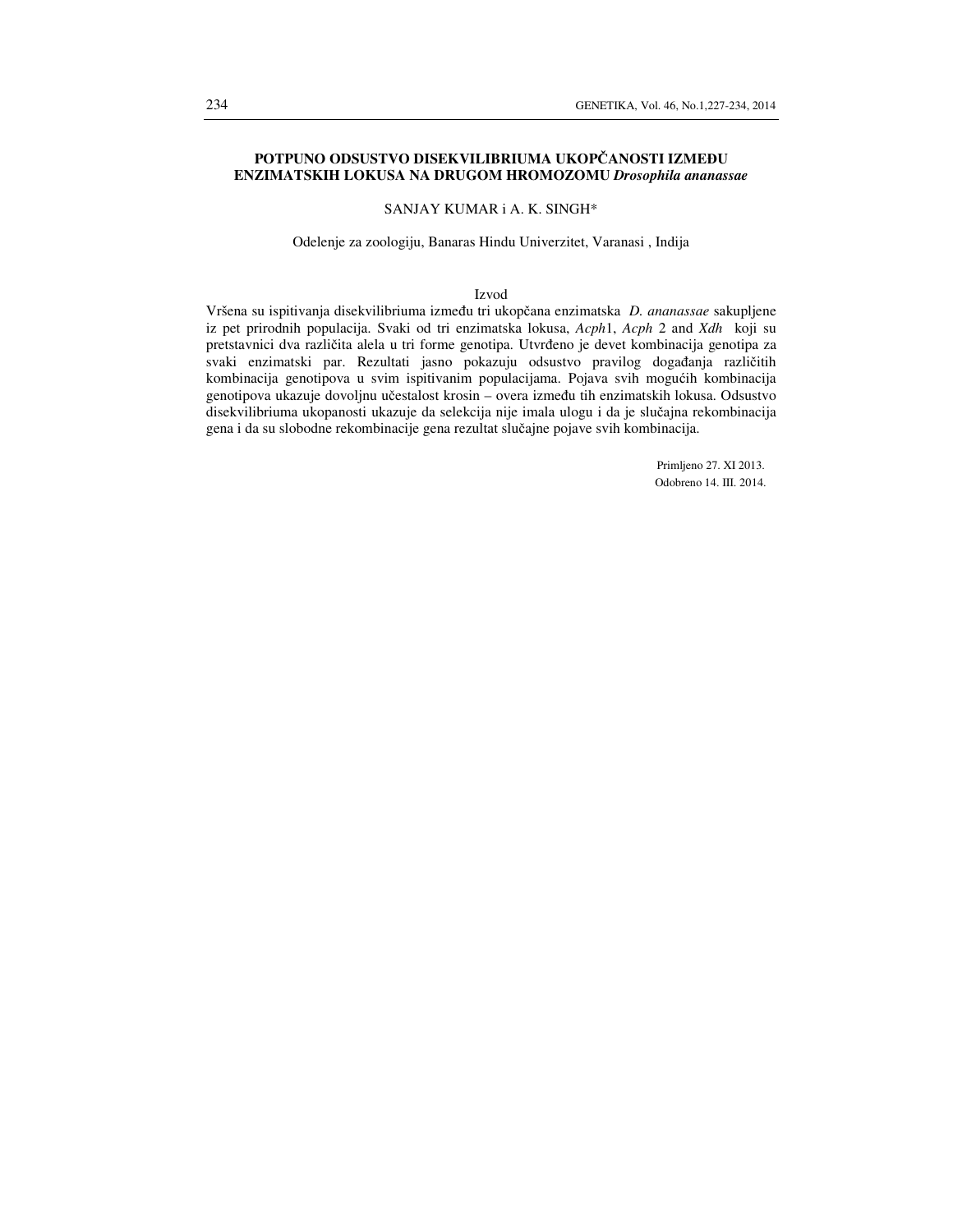# POTPUNO ODSUSTVO DISEKVILIBRIUMA UKOPČANOSTI IZMEĐU ENZIMATSKIH LOKUSA NA DRUGOM HROMOZOMU *Drosophila ananassae*

SANJAY KUMAR i A. K. SINGH*

Odelenje za zoologiju, Banaras Hindu Univerzitet, Varanasi , Indija

## Izvod

Vršena su ispitivanja disekvilibriuma između tri ukopčana enzimatska *D. ananassae* sakupljene iz pet prirodnih populacija. Svaki od tri enzimatska lokusa, *Acph*1, *Acph* 2 and *Xdh* koji su pretstavnici dva različita alela u tri forme genotipa. Utvrđeno je devet kombinacija genotipa za svaki enzimatski par. Rezultati jasno pokazuju odsustvo pravilog događanja različitih kombinacija genotipova u svim ispitivanim populacijama. Pojava svih mogućih kombinacija genotipova ukazuje dovoljnu učestalost krosin – overa između tih enzimatskih lokusa. Odsustvo disekvilibriuma ukopanosti ukazuje da selekcija nije imala ulogu i da je slučajna rekombinacija gena i da su slobodne rekombinacije gena rezultat slučajne pojave svih kombinacija.

Primljeno 27. XI 2013.
Odobreno 14. III. 2014.